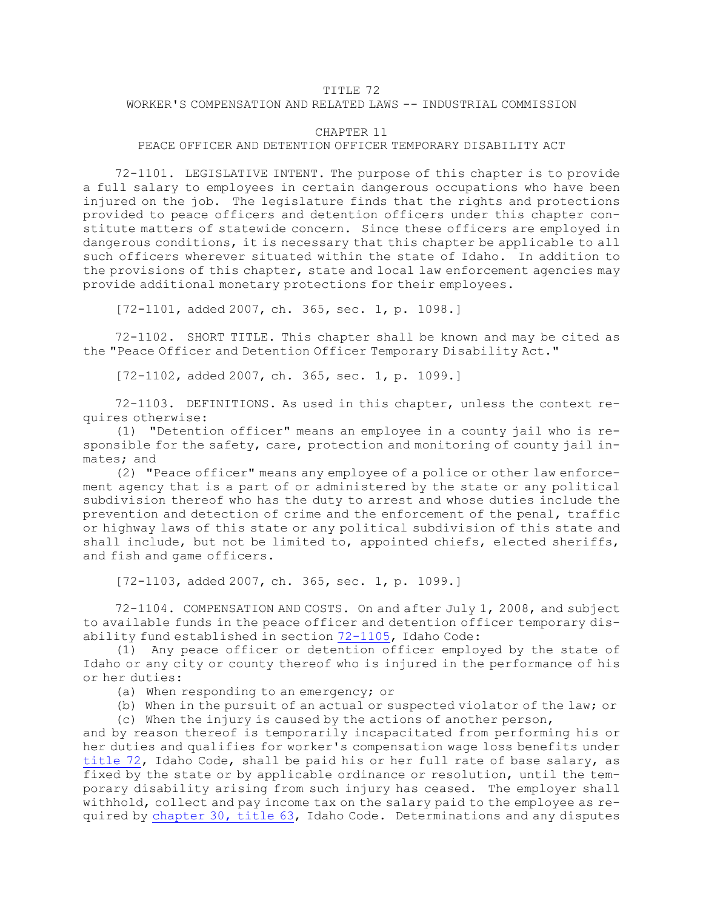TITLE 72
WORKER'S COMPENSATION AND RELATED LAWS -- INDUSTRIAL COMMISSION

CHAPTER 11
PEACE OFFICER AND DETENTION OFFICER TEMPORARY DISABILITY ACT

72-1101. LEGISLATIVE INTENT. The purpose of this chapter is to provide a full salary to employees in certain dangerous occupations who have been injured on the job. The legislature finds that the rights and protections provided to peace officers and detention officers under this chapter constitute matters of statewide concern. Since these officers are employed in dangerous conditions, it is necessary that this chapter be applicable to all such officers wherever situated within the state of Idaho. In addition to the provisions of this chapter, state and local law enforcement agencies may provide additional monetary protections for their employees.

[72-1101, added 2007, ch. 365, sec. 1, p. 1098.]

72-1102. SHORT TITLE. This chapter shall be known and may be cited as the "Peace Officer and Detention Officer Temporary Disability Act."

[72-1102, added 2007, ch. 365, sec. 1, p. 1099.]

72-1103. DEFINITIONS. As used in this chapter, unless the context requires otherwise:

(1) "Detention officer" means an employee in a county jail who is responsible for the safety, care, protection and monitoring of county jail inmates; and

(2) "Peace officer" means any employee of a police or other law enforcement agency that is a part of or administered by the state or any political subdivision thereof who has the duty to arrest and whose duties include the prevention and detection of crime and the enforcement of the penal, traffic or highway laws of this state or any political subdivision of this state and shall include, but not be limited to, appointed chiefs, elected sheriffs, and fish and game officers.

[72-1103, added 2007, ch. 365, sec. 1, p. 1099.]

72-1104. COMPENSATION AND COSTS. On and after July 1, 2008, and subject to available funds in the peace officer and detention officer temporary disability fund established in section 72-1105, Idaho Code:

(1) Any peace officer or detention officer employed by the state of Idaho or any city or county thereof who is injured in the performance of his or her duties:

(a) When responding to an emergency; or

(b) When in the pursuit of an actual or suspected violator of the law; or

(c) When the injury is caused by the actions of another person,

and by reason thereof is temporarily incapacitated from performing his or her duties and qualifies for worker's compensation wage loss benefits under title 72, Idaho Code, shall be paid his or her full rate of base salary, as fixed by the state or by applicable ordinance or resolution, until the temporary disability arising from such injury has ceased. The employer shall withhold, collect and pay income tax on the salary paid to the employee as required by chapter 30, title 63, Idaho Code. Determinations and any disputes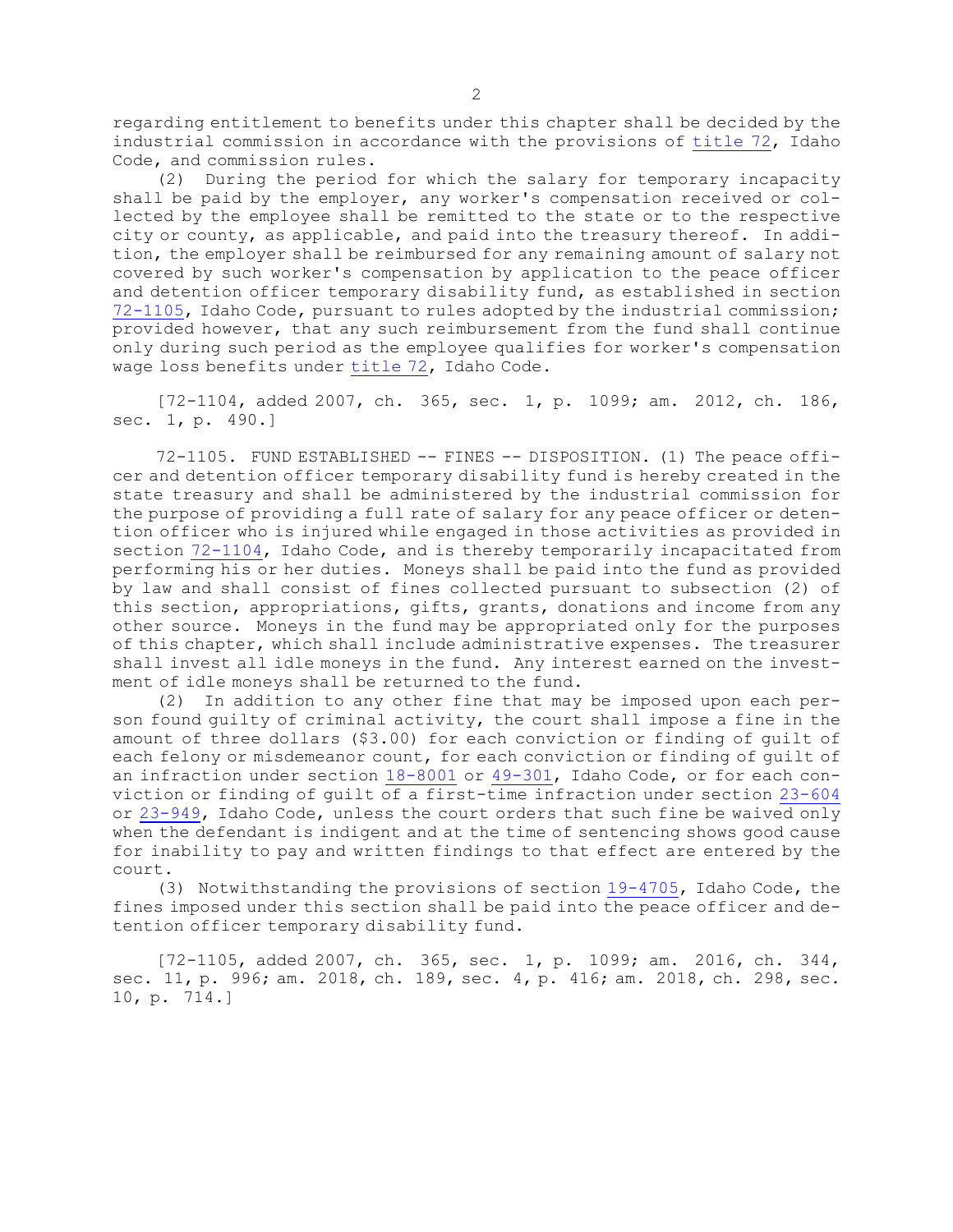regarding entitlement to benefits under this chapter shall be decided by the industrial commission in accordance with the provisions of title 72, Idaho Code, and commission rules.

(2) During the period for which the salary for temporary incapacity shall be paid by the employer, any worker's compensation received or collected by the employee shall be remitted to the state or to the respective city or county, as applicable, and paid into the treasury thereof. In addition, the employer shall be reimbursed for any remaining amount of salary not covered by such worker's compensation by application to the peace officer and detention officer temporary disability fund, as established in section 72-1105, Idaho Code, pursuant to rules adopted by the industrial commission; provided however, that any such reimbursement from the fund shall continue only during such period as the employee qualifies for worker's compensation wage loss benefits under title 72, Idaho Code.

[72-1104, added 2007, ch. 365, sec. 1, p. 1099; am. 2012, ch. 186, sec. 1, p. 490.]

72-1105. FUND ESTABLISHED -- FINES -- DISPOSITION. (1) The peace officer and detention officer temporary disability fund is hereby created in the state treasury and shall be administered by the industrial commission for the purpose of providing a full rate of salary for any peace officer or detention officer who is injured while engaged in those activities as provided in section 72-1104, Idaho Code, and is thereby temporarily incapacitated from performing his or her duties. Moneys shall be paid into the fund as provided by law and shall consist of fines collected pursuant to subsection (2) of this section, appropriations, gifts, grants, donations and income from any other source. Moneys in the fund may be appropriated only for the purposes of this chapter, which shall include administrative expenses. The treasurer shall invest all idle moneys in the fund. Any interest earned on the investment of idle moneys shall be returned to the fund.

(2) In addition to any other fine that may be imposed upon each person found guilty of criminal activity, the court shall impose a fine in the amount of three dollars ($3.00) for each conviction or finding of guilt of each felony or misdemeanor count, for each conviction or finding of guilt of an infraction under section 18-8001 or 49-301, Idaho Code, or for each conviction or finding of guilt of a first-time infraction under section 23-604 or 23-949, Idaho Code, unless the court orders that such fine be waived only when the defendant is indigent and at the time of sentencing shows good cause for inability to pay and written findings to that effect are entered by the court.

(3) Notwithstanding the provisions of section 19-4705, Idaho Code, the fines imposed under this section shall be paid into the peace officer and detention officer temporary disability fund.

[72-1105, added 2007, ch. 365, sec. 1, p. 1099; am. 2016, ch. 344, sec. 11, p. 996; am. 2018, ch. 189, sec. 4, p. 416; am. 2018, ch. 298, sec. 10, p. 714.]